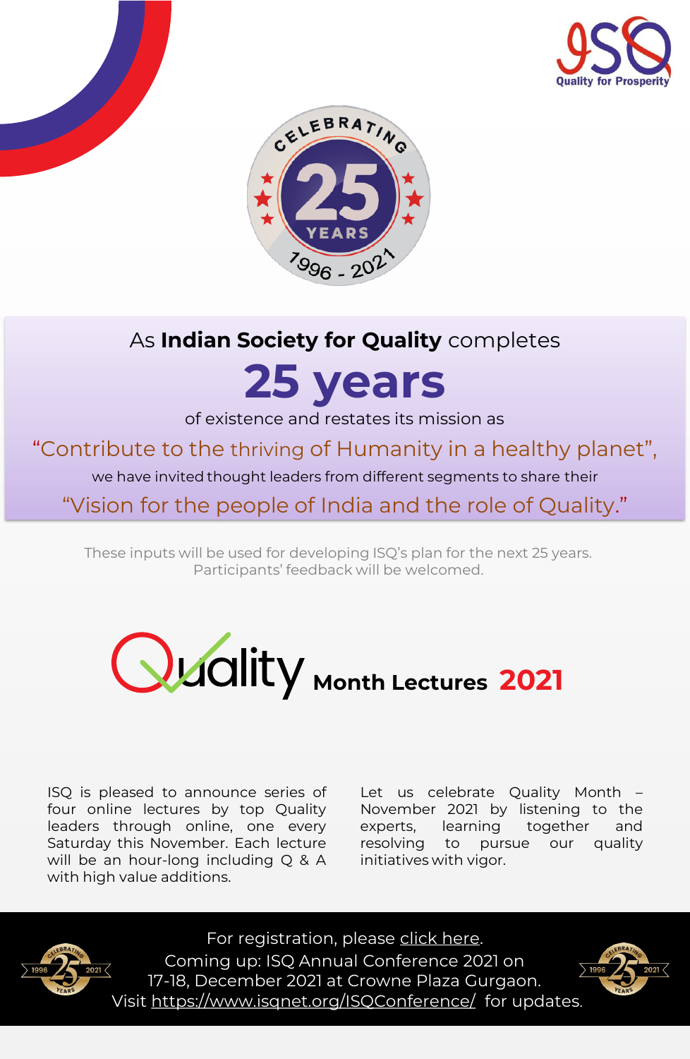Quality for Prosperity

CELEBRATING 25 YEARS 1996 - 2021

As **Indian Society for Quality** completes

# 25 years

of existence and restates its mission as

"Contribute to the thriving of Humanity in a healthy planet",

we have invited thought leaders from different segments to share their

"Vision for the people of India and the role of Quality."

These inputs will be used for developing ISQ's plan for the next 25 years.
Participants' feedback will be welcomed.

## Quality Month Lectures 2021

ISQ is pleased to announce series of four online lectures by top Quality leaders through online, one every Saturday this November. Each lecture will be an hour-long including Q & A with high value additions.

Let us celebrate Quality Month – November 2021 by listening to the experts, learning together and resolving to pursue our quality initiatives with vigor.

For registration, please click here.
Coming up: ISQ Annual Conference 2021 on 17-18, December 2021 at Crowne Plaza Gurgaon.
Visit https://www.isqnet.org/ISQConference/ for updates.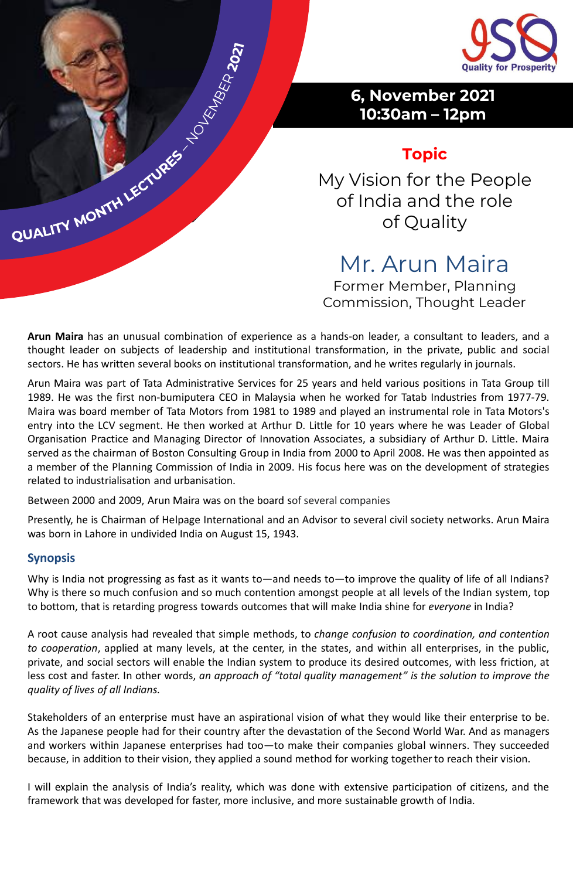QUALITY MONTH LECTURES – NOVEMBER 2021

ISQ Quality for Prosperity

**6, November 2021**
**10:30am – 12pm**

## Topic

My Vision for the People of India and the role of Quality

## Mr. Arun Maira

Former Member, Planning Commission, Thought Leader

**Arun Maira** has an unusual combination of experience as a hands-on leader, a consultant to leaders, and a thought leader on subjects of leadership and institutional transformation, in the private, public and social sectors. He has written several books on institutional transformation, and he writes regularly in journals.

Arun Maira was part of Tata Administrative Services for 25 years and held various positions in Tata Group till 1989. He was the first non-bumiputera CEO in Malaysia when he worked for Tatab Industries from 1977-79. Maira was board member of Tata Motors from 1981 to 1989 and played an instrumental role in Tata Motors's entry into the LCV segment. He then worked at Arthur D. Little for 10 years where he was Leader of Global Organisation Practice and Managing Director of Innovation Associates, a subsidiary of Arthur D. Little. Maira served as the chairman of Boston Consulting Group in India from 2000 to April 2008. He was then appointed as a member of the Planning Commission of India in 2009. His focus here was on the development of strategies related to industrialisation and urbanisation.

Between 2000 and 2009, Arun Maira was on the board sof several companies

Presently, he is Chairman of Helpage International and an Advisor to several civil society networks. Arun Maira was born in Lahore in undivided India on August 15, 1943.

### Synopsis

Why is India not progressing as fast as it wants to—and needs to—to improve the quality of life of all Indians? Why is there so much confusion and so much contention amongst people at all levels of the Indian system, top to bottom, that is retarding progress towards outcomes that will make India shine for *everyone* in India?

A root cause analysis had revealed that simple methods, to *change confusion to coordination, and contention to cooperation*, applied at many levels, at the center, in the states, and within all enterprises, in the public, private, and social sectors will enable the Indian system to produce its desired outcomes, with less friction, at less cost and faster. In other words, *an approach of "total quality management" is the solution to improve the quality of lives of all Indians.*

Stakeholders of an enterprise must have an aspirational vision of what they would like their enterprise to be. As the Japanese people had for their country after the devastation of the Second World War. And as managers and workers within Japanese enterprises had too—to make their companies global winners. They succeeded because, in addition to their vision, they applied a sound method for working together to reach their vision.

I will explain the analysis of India's reality, which was done with extensive participation of citizens, and the framework that was developed for faster, more inclusive, and more sustainable growth of India.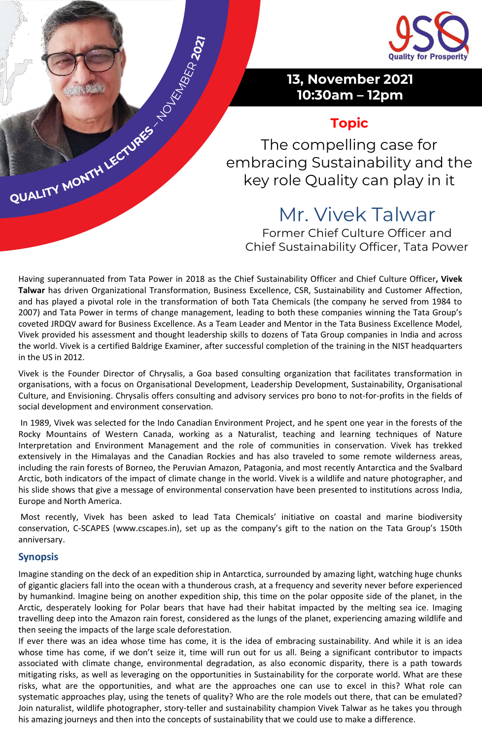QUALITY MONTH LECTURES – NOVEMBER 2021

ISO Quality for Prosperity

**13, November 2021**
**10:30am – 12pm**

## Topic

The compelling case for embracing Sustainability and the key role Quality can play in it

## Mr. Vivek Talwar

Former Chief Culture Officer and Chief Sustainability Officer, Tata Power

Having superannuated from Tata Power in 2018 as the Chief Sustainability Officer and Chief Culture Officer**, Vivek Talwar** has driven Organizational Transformation, Business Excellence, CSR, Sustainability and Customer Affection, and has played a pivotal role in the transformation of both Tata Chemicals (the company he served from 1984 to 2007) and Tata Power in terms of change management, leading to both these companies winning the Tata Group's coveted JRDQV award for Business Excellence. As a Team Leader and Mentor in the Tata Business Excellence Model, Vivek provided his assessment and thought leadership skills to dozens of Tata Group companies in India and across the world. Vivek is a certified Baldrige Examiner, after successful completion of the training in the NIST headquarters in the US in 2012.

Vivek is the Founder Director of Chrysalis, a Goa based consulting organization that facilitates transformation in organisations, with a focus on Organisational Development, Leadership Development, Sustainability, Organisational Culture, and Envisioning. Chrysalis offers consulting and advisory services pro bono to not-for-profits in the fields of social development and environment conservation.

In 1989, Vivek was selected for the Indo Canadian Environment Project, and he spent one year in the forests of the Rocky Mountains of Western Canada, working as a Naturalist, teaching and learning techniques of Nature Interpretation and Environment Management and the role of communities in conservation. Vivek has trekked extensively in the Himalayas and the Canadian Rockies and has also traveled to some remote wilderness areas, including the rain forests of Borneo, the Peruvian Amazon, Patagonia, and most recently Antarctica and the Svalbard Arctic, both indicators of the impact of climate change in the world. Vivek is a wildlife and nature photographer, and his slide shows that give a message of environmental conservation have been presented to institutions across India, Europe and North America.

Most recently, Vivek has been asked to lead Tata Chemicals' initiative on coastal and marine biodiversity conservation, C-SCAPES (www.cscapes.in), set up as the company's gift to the nation on the Tata Group's 150th anniversary.

### Synopsis

Imagine standing on the deck of an expedition ship in Antarctica, surrounded by amazing light, watching huge chunks of gigantic glaciers fall into the ocean with a thunderous crash, at a frequency and severity never before experienced by humankind. Imagine being on another expedition ship, this time on the polar opposite side of the planet, in the Arctic, desperately looking for Polar bears that have had their habitat impacted by the melting sea ice. Imaging travelling deep into the Amazon rain forest, considered as the lungs of the planet, experiencing amazing wildlife and then seeing the impacts of the large scale deforestation.

If ever there was an idea whose time has come, it is the idea of embracing sustainability. And while it is an idea whose time has come, if we don't seize it, time will run out for us all. Being a significant contributor to impacts associated with climate change, environmental degradation, as also economic disparity, there is a path towards mitigating risks, as well as leveraging on the opportunities in Sustainability for the corporate world. What are these risks, what are the opportunities, and what are the approaches one can use to excel in this? What role can systematic approaches play, using the tenets of quality? Who are the role models out there, that can be emulated? Join naturalist, wildlife photographer, story-teller and sustainability champion Vivek Talwar as he takes you through his amazing journeys and then into the concepts of sustainability that we could use to make a difference.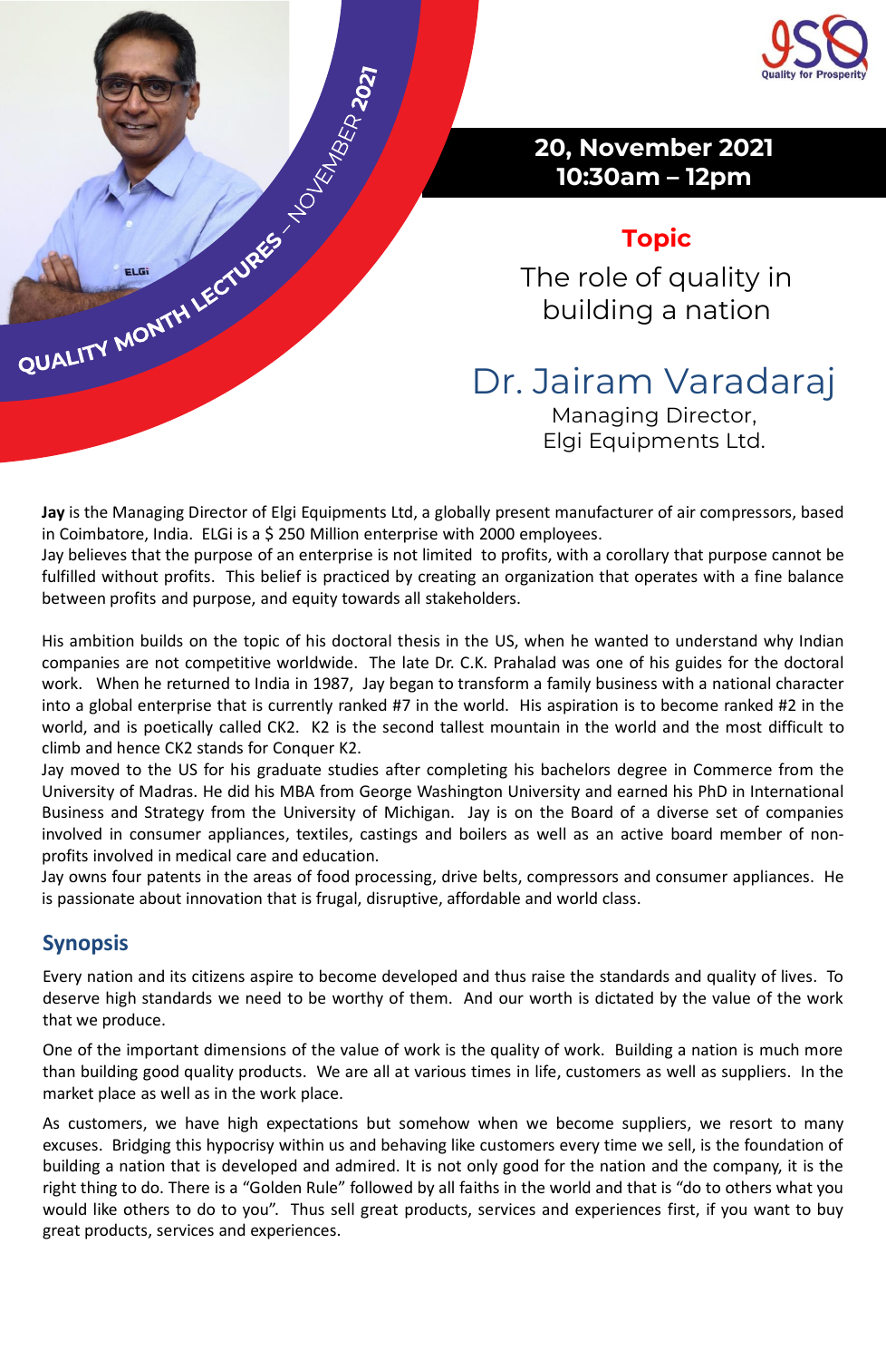QUALITY MONTH LECTURES – NOVEMBER 2021

**20, November 2021**
**10:30am – 12pm**

## Topic

The role of quality in building a nation

## Dr. Jairam Varadaraj

Managing Director,
Elgi Equipments Ltd.

**Jay** is the Managing Director of Elgi Equipments Ltd, a globally present manufacturer of air compressors, based in Coimbatore, India. ELGi is a $ 250 Million enterprise with 2000 employees.
Jay believes that the purpose of an enterprise is not limited to profits, with a corollary that purpose cannot be fulfilled without profits. This belief is practiced by creating an organization that operates with a fine balance between profits and purpose, and equity towards all stakeholders.

His ambition builds on the topic of his doctoral thesis in the US, when he wanted to understand why Indian companies are not competitive worldwide. The late Dr. C.K. Prahalad was one of his guides for the doctoral work. When he returned to India in 1987, Jay began to transform a family business with a national character into a global enterprise that is currently ranked #7 in the world. His aspiration is to become ranked #2 in the world, and is poetically called CK2. K2 is the second tallest mountain in the world and the most difficult to climb and hence CK2 stands for Conquer K2.
Jay moved to the US for his graduate studies after completing his bachelors degree in Commerce from the University of Madras. He did his MBA from George Washington University and earned his PhD in International Business and Strategy from the University of Michigan. Jay is on the Board of a diverse set of companies involved in consumer appliances, textiles, castings and boilers as well as an active board member of non-profits involved in medical care and education.
Jay owns four patents in the areas of food processing, drive belts, compressors and consumer appliances. He is passionate about innovation that is frugal, disruptive, affordable and world class.

## Synopsis

Every nation and its citizens aspire to become developed and thus raise the standards and quality of lives. To deserve high standards we need to be worthy of them. And our worth is dictated by the value of the work that we produce.

One of the important dimensions of the value of work is the quality of work. Building a nation is much more than building good quality products. We are all at various times in life, customers as well as suppliers. In the market place as well as in the work place.

As customers, we have high expectations but somehow when we become suppliers, we resort to many excuses. Bridging this hypocrisy within us and behaving like customers every time we sell, is the foundation of building a nation that is developed and admired. It is not only good for the nation and the company, it is the right thing to do. There is a "Golden Rule" followed by all faiths in the world and that is "do to others what you would like others to do to you". Thus sell great products, services and experiences first, if you want to buy great products, services and experiences.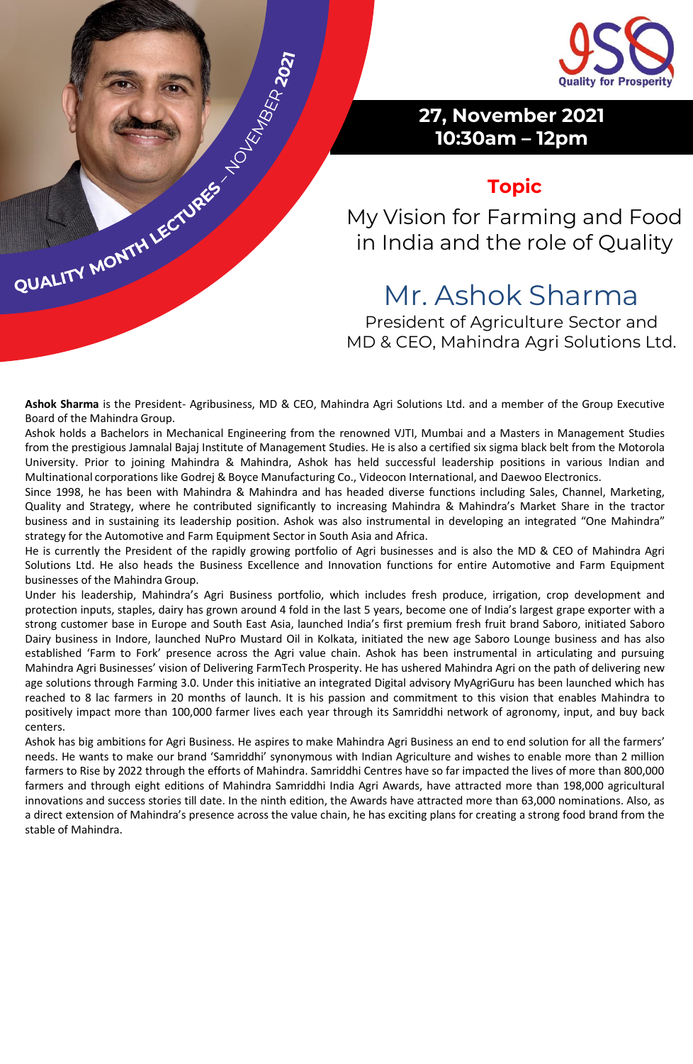QUALITY MONTH LECTURES – NOVEMBER 2021

ISQ Quality for Prosperity

**27, November 2021**
**10:30am – 12pm**

## Topic

My Vision for Farming and Food in India and the role of Quality

# Mr. Ashok Sharma

President of Agriculture Sector and MD & CEO, Mahindra Agri Solutions Ltd.

**Ashok Sharma** is the President- Agribusiness, MD & CEO, Mahindra Agri Solutions Ltd. and a member of the Group Executive Board of the Mahindra Group.

Ashok holds a Bachelors in Mechanical Engineering from the renowned VJTI, Mumbai and a Masters in Management Studies from the prestigious Jamnalal Bajaj Institute of Management Studies. He is also a certified six sigma black belt from the Motorola University. Prior to joining Mahindra & Mahindra, Ashok has held successful leadership positions in various Indian and Multinational corporations like Godrej & Boyce Manufacturing Co., Videocon International, and Daewoo Electronics.

Since 1998, he has been with Mahindra & Mahindra and has headed diverse functions including Sales, Channel, Marketing, Quality and Strategy, where he contributed significantly to increasing Mahindra & Mahindra's Market Share in the tractor business and in sustaining its leadership position. Ashok was also instrumental in developing an integrated "One Mahindra" strategy for the Automotive and Farm Equipment Sector in South Asia and Africa.

He is currently the President of the rapidly growing portfolio of Agri businesses and is also the MD & CEO of Mahindra Agri Solutions Ltd. He also heads the Business Excellence and Innovation functions for entire Automotive and Farm Equipment businesses of the Mahindra Group.

Under his leadership, Mahindra's Agri Business portfolio, which includes fresh produce, irrigation, crop development and protection inputs, staples, dairy has grown around 4 fold in the last 5 years, become one of India's largest grape exporter with a strong customer base in Europe and South East Asia, launched India's first premium fresh fruit brand Saboro, initiated Saboro Dairy business in Indore, launched NuPro Mustard Oil in Kolkata, initiated the new age Saboro Lounge business and has also established 'Farm to Fork' presence across the Agri value chain. Ashok has been instrumental in articulating and pursuing Mahindra Agri Businesses' vision of Delivering FarmTech Prosperity. He has ushered Mahindra Agri on the path of delivering new age solutions through Farming 3.0. Under this initiative an integrated Digital advisory MyAgriGuru has been launched which has reached to 8 lac farmers in 20 months of launch. It is his passion and commitment to this vision that enables Mahindra to positively impact more than 100,000 farmer lives each year through its Samriddhi network of agronomy, input, and buy back centers.

Ashok has big ambitions for Agri Business. He aspires to make Mahindra Agri Business an end to end solution for all the farmers' needs. He wants to make our brand 'Samriddhi' synonymous with Indian Agriculture and wishes to enable more than 2 million farmers to Rise by 2022 through the efforts of Mahindra. Samriddhi Centres have so far impacted the lives of more than 800,000 farmers and through eight editions of Mahindra Samriddhi India Agri Awards, have attracted more than 198,000 agricultural innovations and success stories till date. In the ninth edition, the Awards have attracted more than 63,000 nominations. Also, as a direct extension of Mahindra's presence across the value chain, he has exciting plans for creating a strong food brand from the stable of Mahindra.